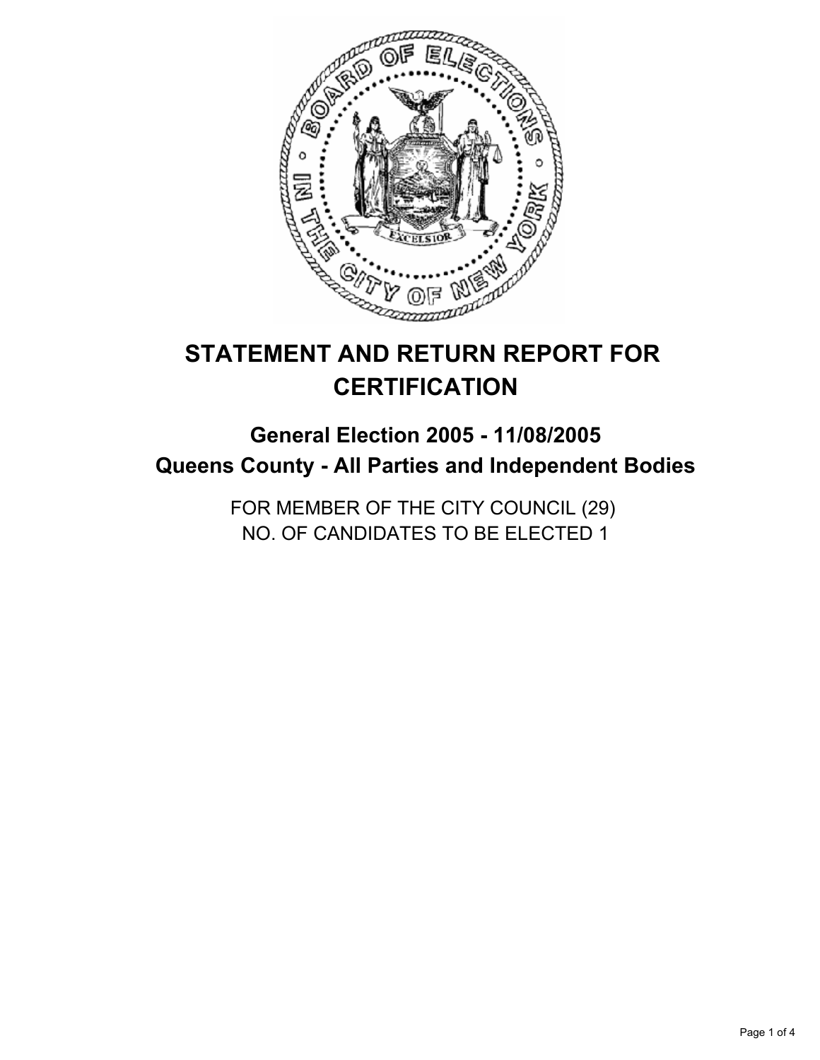# STATEMENT AND RETURN REPORT FOR CERTIFICATION

## General Election 2005 - 11/08/2005

## Queens County - All Parties and Independent Bodies

FOR MEMBER OF THE CITY COUNCIL (29)
NO. OF CANDIDATES TO BE ELECTED 1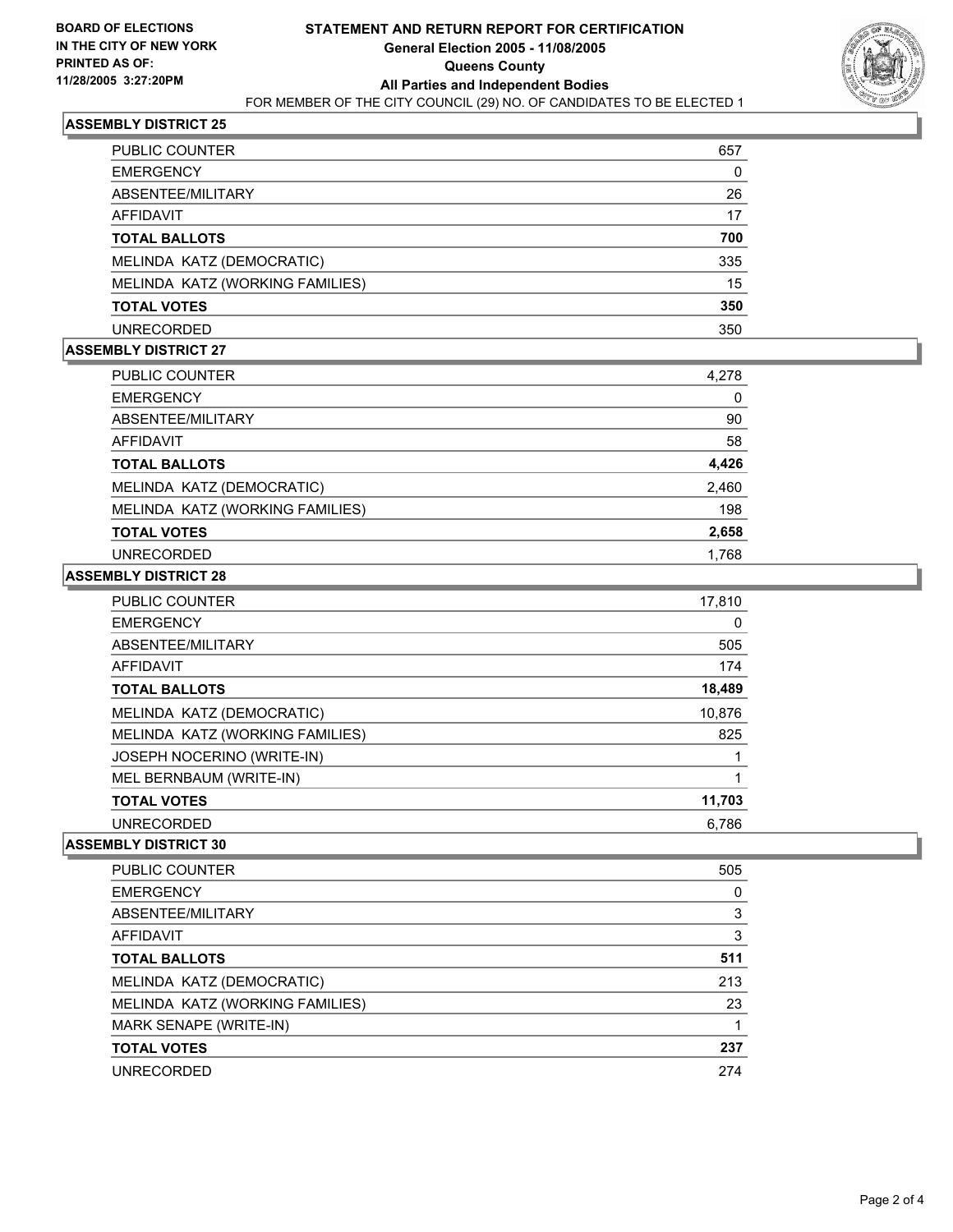**BOARD OF ELECTIONS IN THE CITY OF NEW YORK PRINTED AS OF: 11/28/2005 3:27:20PM**

# STATEMENT AND RETURN REPORT FOR CERTIFICATION
## General Election 2005 - 11/08/2005
## Queens County
## All Parties and Independent Bodies

FOR MEMBER OF THE CITY COUNCIL (29) NO. OF CANDIDATES TO BE ELECTED 1

### ASSEMBLY DISTRICT 25

| | |
|---|---|
| PUBLIC COUNTER | 657 |
| EMERGENCY | 0 |
| ABSENTEE/MILITARY | 26 |
| AFFIDAVIT | 17 |
| **TOTAL BALLOTS** | **700** |
| MELINDA KATZ (DEMOCRATIC) | 335 |
| MELINDA KATZ (WORKING FAMILIES) | 15 |
| **TOTAL VOTES** | **350** |
| UNRECORDED | 350 |

### ASSEMBLY DISTRICT 27

| | |
|---|---|
| PUBLIC COUNTER | 4,278 |
| EMERGENCY | 0 |
| ABSENTEE/MILITARY | 90 |
| AFFIDAVIT | 58 |
| **TOTAL BALLOTS** | **4,426** |
| MELINDA KATZ (DEMOCRATIC) | 2,460 |
| MELINDA KATZ (WORKING FAMILIES) | 198 |
| **TOTAL VOTES** | **2,658** |
| UNRECORDED | 1,768 |

### ASSEMBLY DISTRICT 28

| | |
|---|---|
| PUBLIC COUNTER | 17,810 |
| EMERGENCY | 0 |
| ABSENTEE/MILITARY | 505 |
| AFFIDAVIT | 174 |
| **TOTAL BALLOTS** | **18,489** |
| MELINDA KATZ (DEMOCRATIC) | 10,876 |
| MELINDA KATZ (WORKING FAMILIES) | 825 |
| JOSEPH NOCERINO (WRITE-IN) | 1 |
| MEL BERNBAUM (WRITE-IN) | 1 |
| **TOTAL VOTES** | **11,703** |
| UNRECORDED | 6,786 |

### ASSEMBLY DISTRICT 30

| | |
|---|---|
| PUBLIC COUNTER | 505 |
| EMERGENCY | 0 |
| ABSENTEE/MILITARY | 3 |
| AFFIDAVIT | 3 |
| **TOTAL BALLOTS** | **511** |
| MELINDA KATZ (DEMOCRATIC) | 213 |
| MELINDA KATZ (WORKING FAMILIES) | 23 |
| MARK SENAPE (WRITE-IN) | 1 |
| **TOTAL VOTES** | **237** |
| UNRECORDED | 274 |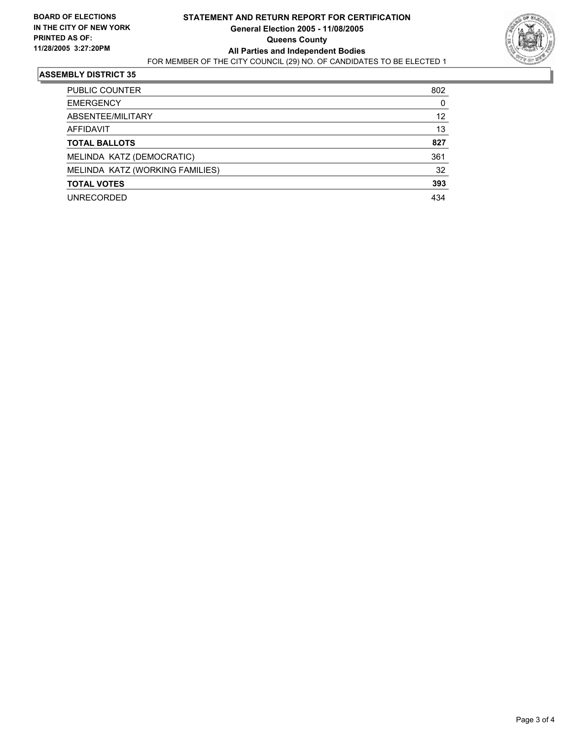**BOARD OF ELECTIONS IN THE CITY OF NEW YORK PRINTED AS OF: 11/28/2005 3:27:20PM**

# STATEMENT AND RETURN REPORT FOR CERTIFICATION

**General Election 2005 - 11/08/2005**
**Queens County**
**All Parties and Independent Bodies**
FOR MEMBER OF THE CITY COUNCIL (29) NO. OF CANDIDATES TO BE ELECTED 1

## ASSEMBLY DISTRICT 35

| | |
|---|---|
| PUBLIC COUNTER | 802 |
| EMERGENCY | 0 |
| ABSENTEE/MILITARY | 12 |
| AFFIDAVIT | 13 |
| **TOTAL BALLOTS** | **827** |
| MELINDA KATZ (DEMOCRATIC) | 361 |
| MELINDA KATZ (WORKING FAMILIES) | 32 |
| **TOTAL VOTES** | **393** |
| UNRECORDED | 434 |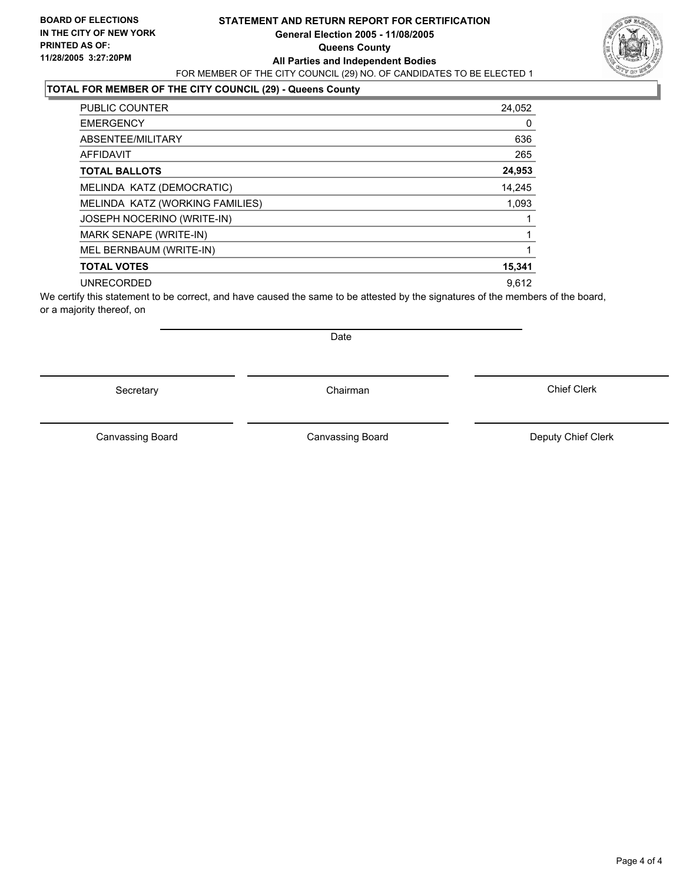**BOARD OF ELECTIONS IN THE CITY OF NEW YORK PRINTED AS OF: 11/28/2005 3:27:20PM**

# STATEMENT AND RETURN REPORT FOR CERTIFICATION
## General Election 2005 - 11/08/2005
## Queens County
## All Parties and Independent Bodies

FOR MEMBER OF THE CITY COUNCIL (29) NO. OF CANDIDATES TO BE ELECTED 1

### TOTAL FOR MEMBER OF THE CITY COUNCIL (29) - Queens County

| | |
|---|---|
| PUBLIC COUNTER | 24,052 |
| EMERGENCY | 0 |
| ABSENTEE/MILITARY | 636 |
| AFFIDAVIT | 265 |
| **TOTAL BALLOTS** | **24,953** |
| MELINDA KATZ (DEMOCRATIC) | 14,245 |
| MELINDA KATZ (WORKING FAMILIES) | 1,093 |
| JOSEPH NOCERINO (WRITE-IN) | 1 |
| MARK SENAPE (WRITE-IN) | 1 |
| MEL BERNBAUM (WRITE-IN) | 1 |
| **TOTAL VOTES** | **15,341** |
| UNRECORDED | 9,612 |

We certify this statement to be correct, and have caused the same to be attested by the signatures of the members of the board, or a majority thereof, on

Date

| | | |
|---|---|---|
| Secretary | Chairman | Chief Clerk |
| Canvassing Board | Canvassing Board | Deputy Chief Clerk |